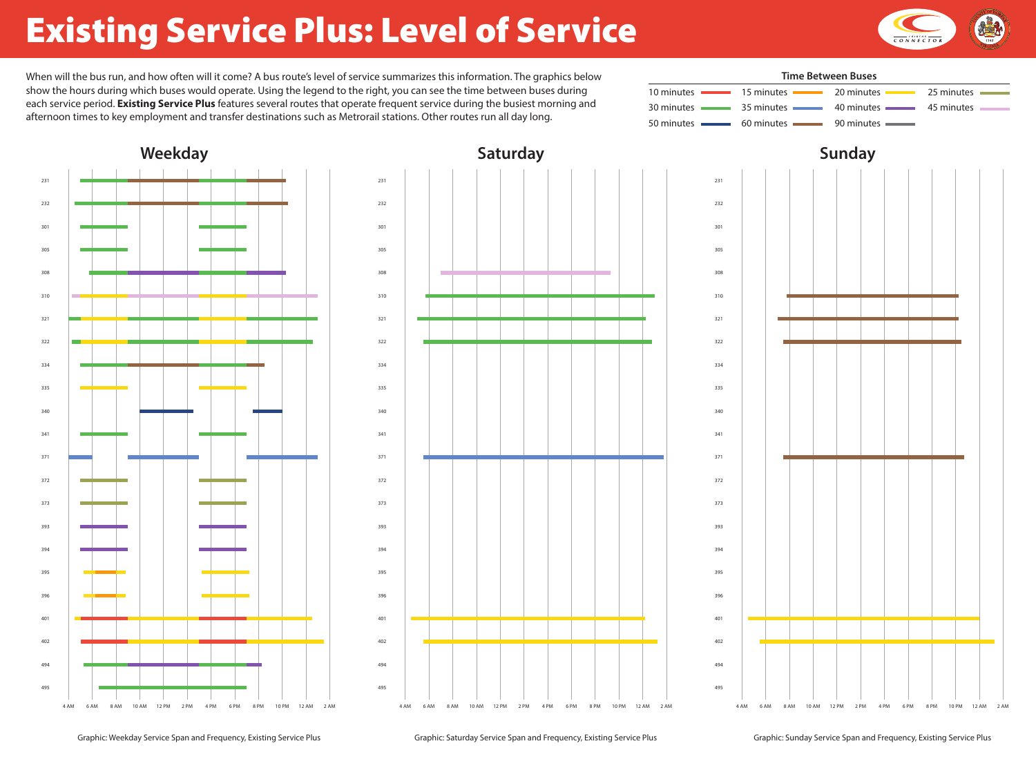# Existing Service Plus: Level of Service

When will the bus run, and how often will it come? A bus route's level of service summarizes this information. The graphics below show the hours during which buses would operate. Using the legend to the right, you can see the time between buses during each service period. **Existing Service Plus** features several routes that operate frequent service during the busiest morning and afternoon times to key employment and transfer destinations such as Metrorail stations. Other routes run all day long.

**Time Between Buses**

| | | | |
|---|---|---|---|
| 10 minutes | 15 minutes | 20 minutes | 25 minutes |
| 30 minutes | 35 minutes | 40 minutes | 45 minutes |
| 50 minutes | 60 minutes | 90 minutes | |

## Weekday

Graphic: Weekday Service Span and Frequency, Existing Service Plus

## Saturday

Graphic: Saturday Service Span and Frequency, Existing Service Plus

## Sunday

Graphic: Sunday Service Span and Frequency, Existing Service Plus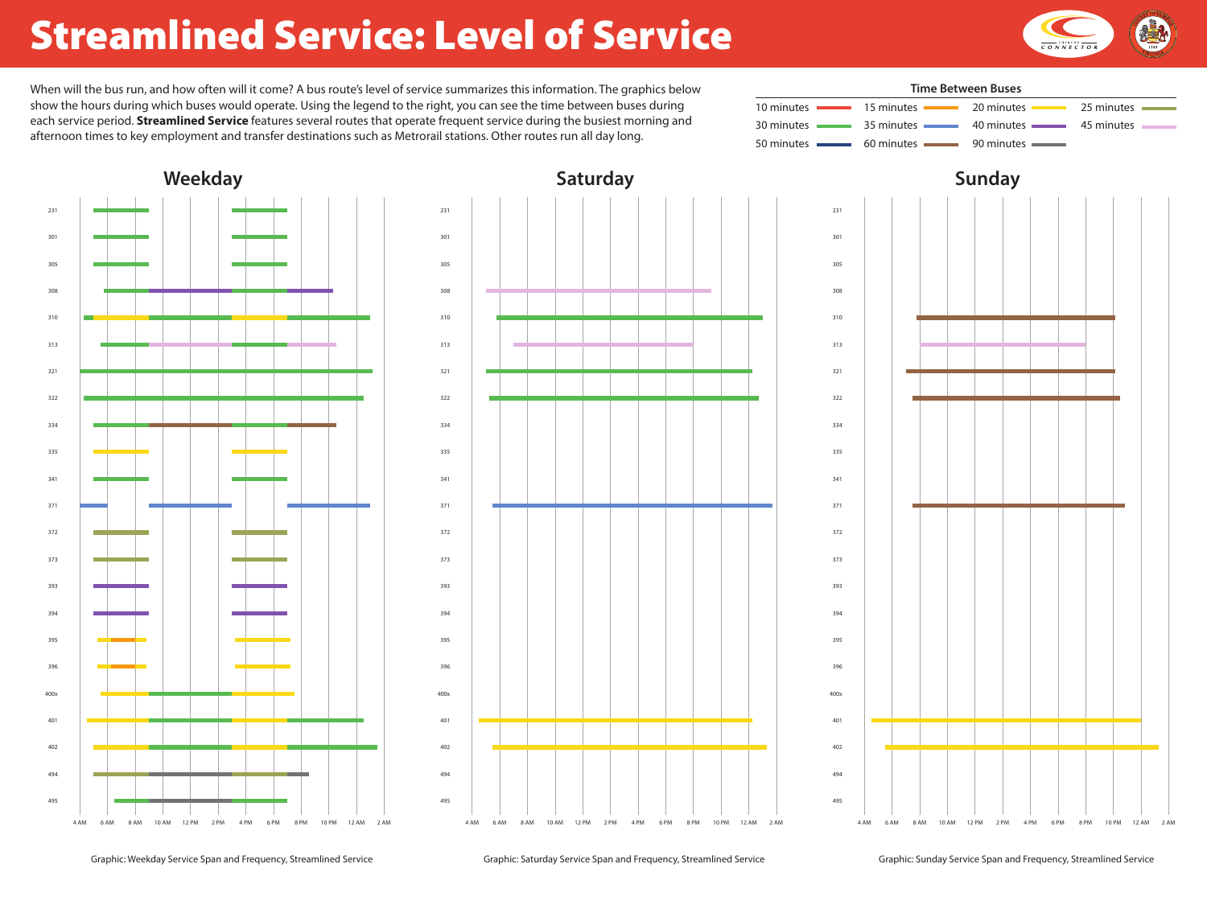# Streamlined Service: Level of Service

When will the bus run, and how often will it come? A bus route's level of service summarizes this information. The graphics below show the hours during which buses would operate. Using the legend to the right, you can see the time between buses during each service period. **Streamlined Service** features several routes that operate frequent service during the busiest morning and afternoon times to key employment and transfer destinations such as Metrorail stations. Other routes run all day long.

**Time Between Buses**

| | | | |
|---|---|---|---|
| 10 minutes | 15 minutes | 20 minutes | 25 minutes |
| 30 minutes | 35 minutes | 40 minutes | 45 minutes |
| 50 minutes | 60 minutes | 90 minutes | |

## Weekday

Routes: 231, 301, 305, 308, 310, 313, 321, 322, 334, 335, 341, 371, 372, 373, 393, 394, 395, 396, 400x, 401, 402, 494, 495

4 AM, 6 AM, 8 AM, 10 AM, 12 PM, 2 PM, 4 PM, 6 PM, 8 PM, 10 PM, 12 AM, 2 AM

Graphic: Weekday Service Span and Frequency, Streamlined Service

## Saturday

Routes: 231, 301, 305, 308, 310, 313, 321, 322, 334, 335, 341, 371, 372, 373, 393, 394, 395, 396, 400x, 401, 402, 494, 495

4 AM, 6 AM, 8 AM, 10 AM, 12 PM, 2 PM, 4 PM, 6 PM, 8 PM, 10 PM, 12 AM, 2 AM

Graphic: Saturday Service Span and Frequency, Streamlined Service

## Sunday

Routes: 231, 301, 305, 308, 310, 313, 321, 322, 334, 335, 341, 371, 372, 373, 393, 394, 395, 396, 400x, 401, 402, 494, 495

4 AM, 6 AM, 8 AM, 10 AM, 12 PM, 2 PM, 4 PM, 6 PM, 8 PM, 10 PM, 12 AM, 2 AM

Graphic: Sunday Service Span and Frequency, Streamlined Service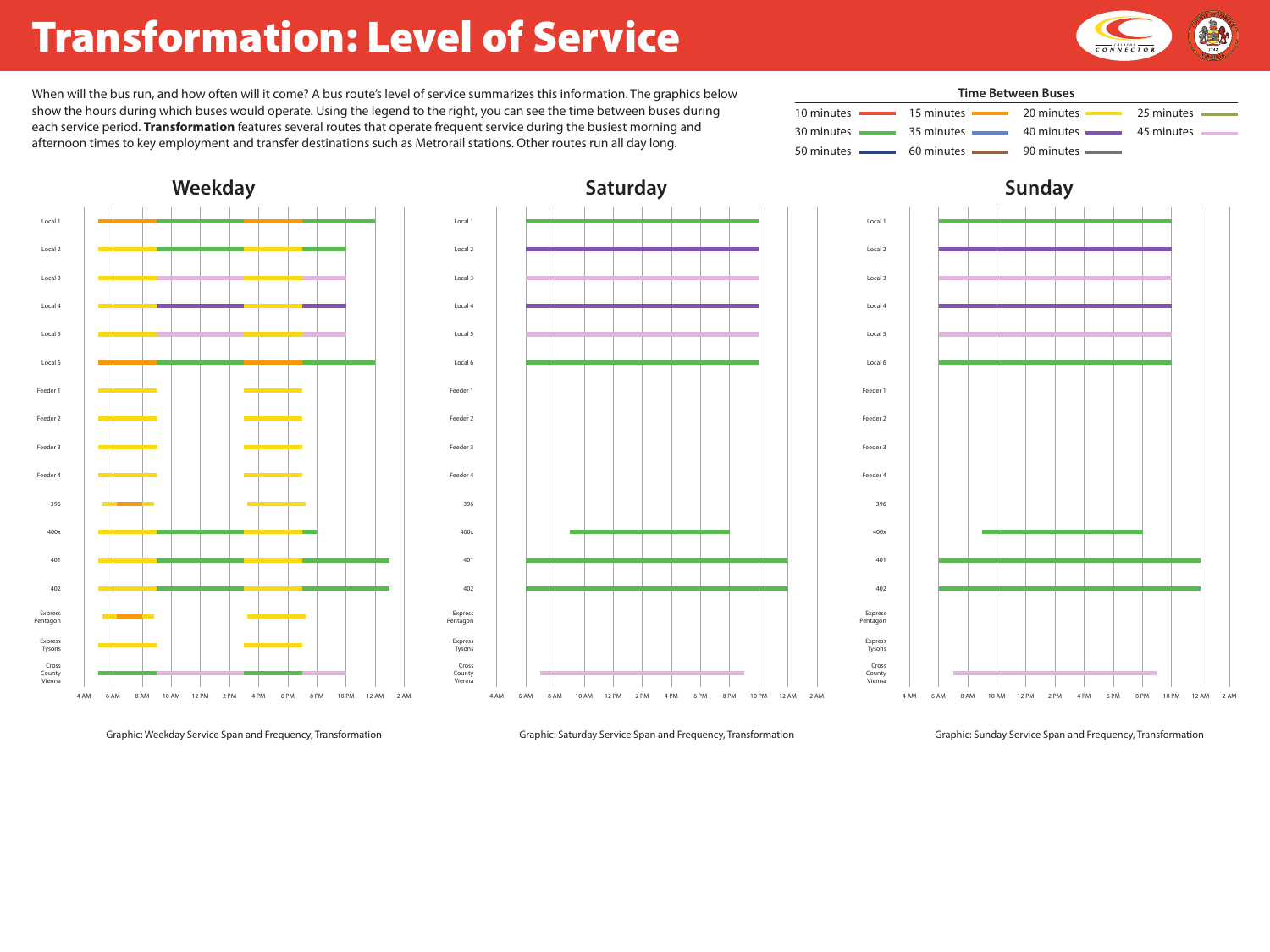# Transformation: Level of Service

When will the bus run, and how often will it come? A bus route's level of service summarizes this information. The graphics below show the hours during which buses would operate. Using the legend to the right, you can see the time between buses during each service period. **Transformation** features several routes that operate frequent service during the busiest morning and afternoon times to key employment and transfer destinations such as Metrorail stations. Other routes run all day long.

**Time Between Buses**

10 minutes
15 minutes
20 minutes
25 minutes
30 minutes
35 minutes
40 minutes
45 minutes
50 minutes
60 minutes
90 minutes

## Weekday

Local 1
Local 2
Local 3
Local 4
Local 5
Local 6
Feeder 1
Feeder 2
Feeder 3
Feeder 4
396
400x
401
402
Express Pentagon
Express Tysons
Cross County Vienna

4 AM 6 AM 8 AM 10 AM 12 PM 2 PM 4 PM 6 PM 8 PM 10 PM 12 AM 2 AM

Graphic: Weekday Service Span and Frequency, Transformation

## Saturday

Local 1
Local 2
Local 3
Local 4
Local 5
Local 6
Feeder 1
Feeder 2
Feeder 3
Feeder 4
396
400x
401
402
Express Pentagon
Express Tysons
Cross County Vienna

4 AM 6 AM 8 AM 10 AM 12 PM 2 PM 4 PM 6 PM 8 PM 10 PM 12 AM 2 AM

Graphic: Saturday Service Span and Frequency, Transformation

## Sunday

Local 1
Local 2
Local 3
Local 4
Local 5
Local 6
Feeder 1
Feeder 2
Feeder 3
Feeder 4
396
400x
401
402
Express Pentagon
Express Tysons
Cross County Vienna

4 AM 6 AM 8 AM 10 AM 12 PM 2 PM 4 PM 6 PM 8 PM 10 PM 12 AM 2 AM

Graphic: Sunday Service Span and Frequency, Transformation